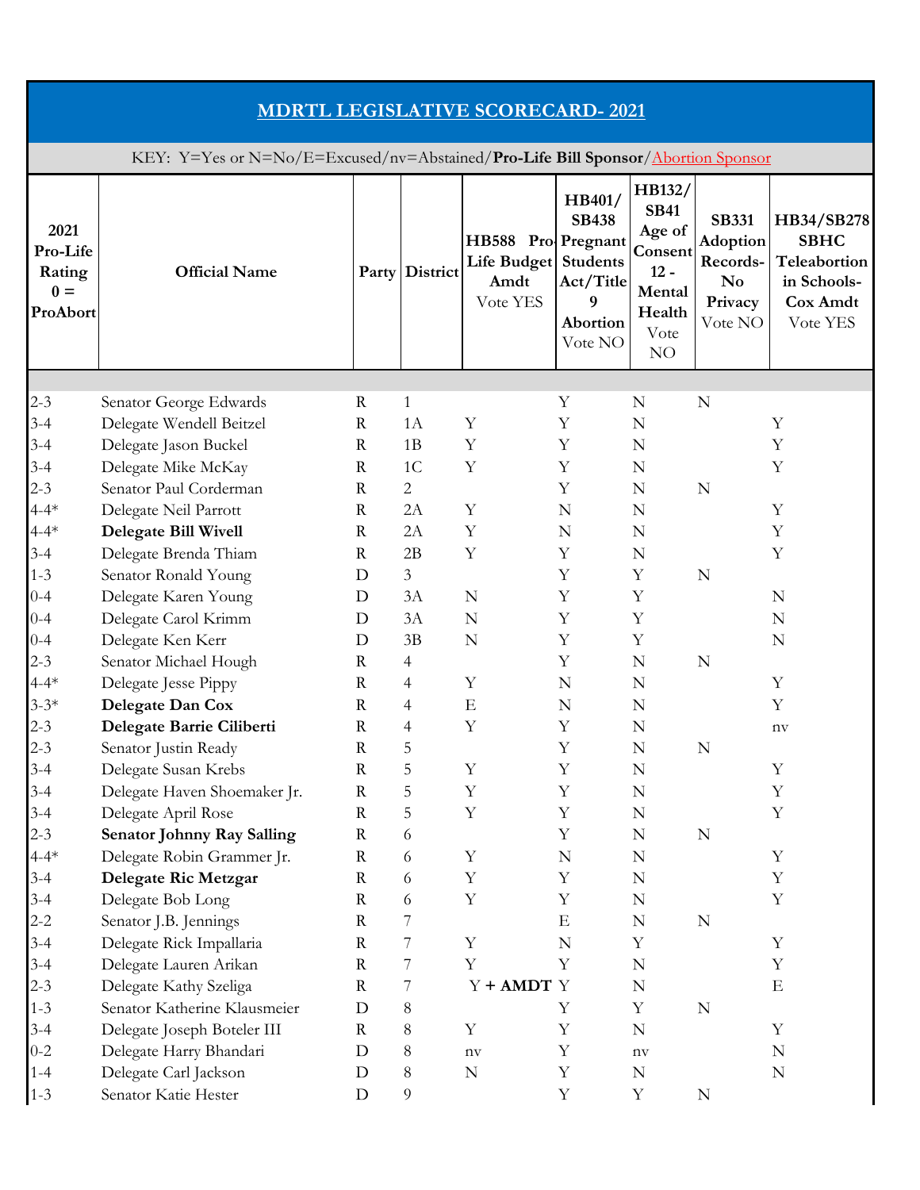# MDRTL LEGISLATIVE SCORECARD- 2021

KEY: Y=Yes or N=No/E=Excused/nv=Abstained/**Pro-Life Bill Sponsor**/Abortion Sponsor

| 2021 Pro-Life Rating 0 = ProAbort | Official Name | Party | District | HB588 Pro-Life Budget Amdt Vote YES | HB401/SB438 Pregnant Students Act/Title 9 Abortion Vote NO | HB132/SB41 Age of Consent 12 - Mental Health Vote NO | SB331 Adoption Records-No Privacy Vote NO | HB34/SB278 SBHC Teleabortion in Schools-Cox Amdt Vote YES |
|---|---|---|---|---|---|---|---|---|
| 2-3 | Senator George Edwards | R | 1 | | Y | N | N | |
| 3-4 | Delegate Wendell Beitzel | R | 1A | Y | Y | N | | Y |
| 3-4 | Delegate Jason Buckel | R | 1B | Y | Y | N | | Y |
| 3-4 | Delegate Mike McKay | R | 1C | Y | Y | N | | Y |
| 2-3 | Senator Paul Corderman | R | 2 | | Y | N | N | |
| 4-4* | Delegate Neil Parrott | R | 2A | Y | N | N | | Y |
| 4-4* | **Delegate Bill Wivell** | R | 2A | Y | N | N | | Y |
| 3-4 | Delegate Brenda Thiam | R | 2B | Y | Y | N | | Y |
| 1-3 | Senator Ronald Young | D | 3 | | Y | Y | N | |
| 0-4 | Delegate Karen Young | D | 3A | N | Y | Y | | N |
| 0-4 | Delegate Carol Krimm | D | 3A | N | Y | Y | | N |
| 0-4 | Delegate Ken Kerr | D | 3B | N | Y | Y | | N |
| 2-3 | Senator Michael Hough | R | 4 | | Y | N | N | |
| 4-4* | Delegate Jesse Pippy | R | 4 | Y | N | N | | Y |
| 3-3* | **Delegate Dan Cox** | R | 4 | E | N | N | | Y |
| 2-3 | **Delegate Barrie Ciliberti** | R | 4 | Y | Y | N | | nv |
| 2-3 | Senator Justin Ready | R | 5 | | Y | N | N | |
| 3-4 | Delegate Susan Krebs | R | 5 | Y | Y | N | | Y |
| 3-4 | Delegate Haven Shoemaker Jr. | R | 5 | Y | Y | N | | Y |
| 3-4 | Delegate April Rose | R | 5 | Y | Y | N | | Y |
| 2-3 | **Senator Johnny Ray Salling** | R | 6 | | Y | N | N | |
| 4-4* | Delegate Robin Grammer Jr. | R | 6 | Y | N | N | | Y |
| 3-4 | **Delegate Ric Metzgar** | R | 6 | Y | Y | N | | Y |
| 3-4 | Delegate Bob Long | R | 6 | Y | Y | N | | Y |
| 2-2 | Senator J.B. Jennings | R | 7 | | E | N | N | |
| 3-4 | Delegate Rick Impallaria | R | 7 | Y | N | Y | | Y |
| 3-4 | Delegate Lauren Arikan | R | 7 | Y | Y | N | | Y |
| 2-3 | Delegate Kathy Szeliga | R | 7 | Y **+ AMDT** | Y | N | | E |
| 1-3 | Senator Katherine Klausmeier | D | 8 | | Y | Y | N | |
| 3-4 | Delegate Joseph Boteler III | R | 8 | Y | Y | N | | Y |
| 0-2 | Delegate Harry Bhandari | D | 8 | nv | Y | nv | | N |
| 1-4 | Delegate Carl Jackson | D | 8 | N | Y | N | | N |
| 1-3 | Senator Katie Hester | D | 9 | | Y | Y | N | |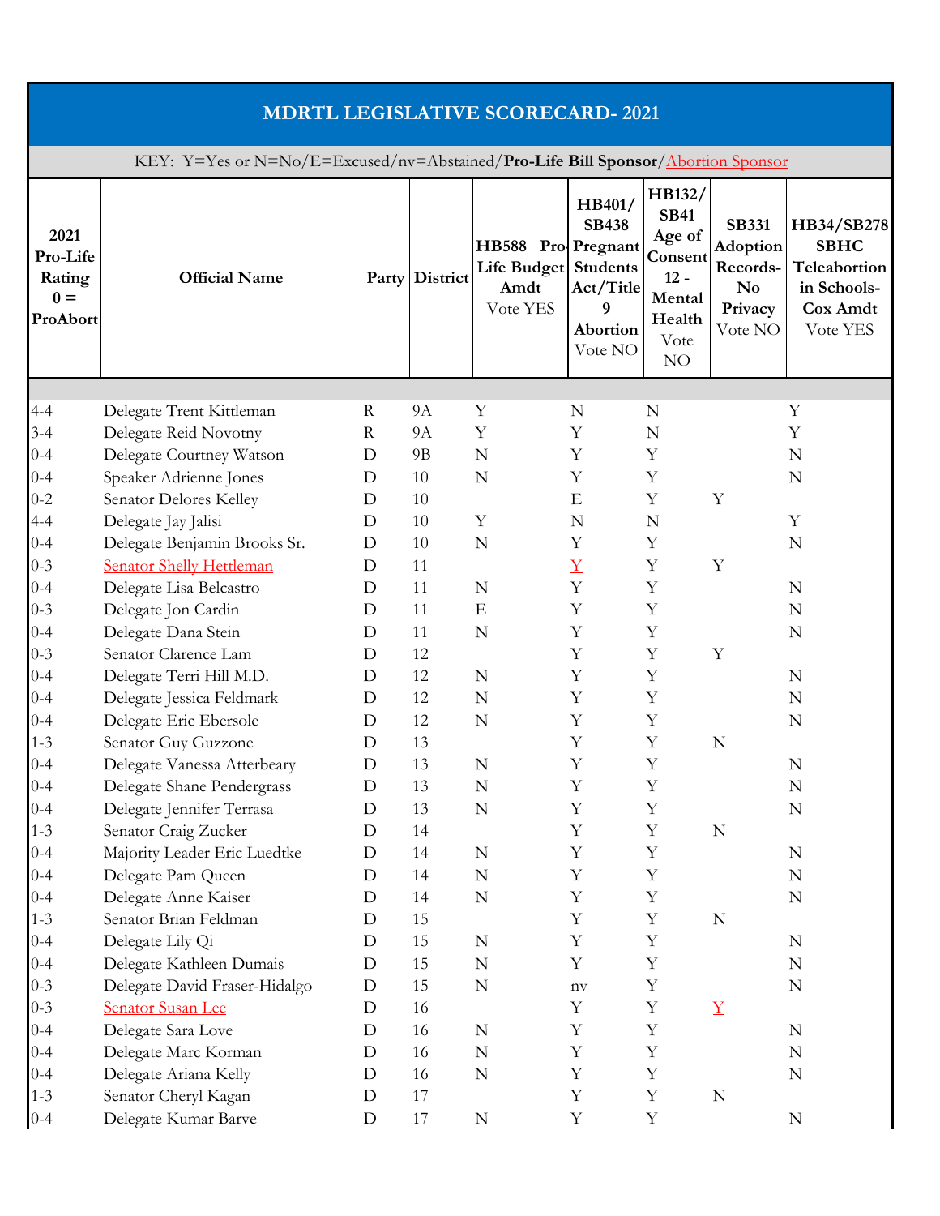## MDRTL LEGISLATIVE SCORECARD- 2021

KEY: Y=Yes or N=No/E=Excused/nv=Abstained/**Pro-Life Bill Sponsor**/Abortion Sponsor

| 2021 Pro-Life Rating 0 = ProAbort | Official Name | Party | District | HB588 Pro-Life Budget Amdt Vote YES | HB401/ SB438 Pregnant Students Act/Title 9 Abortion Vote NO | HB132/ SB41 Age of Consent 12 - Mental Health Vote NO | SB331 Adoption Records- No Privacy Vote NO | HB34/SB278 SBHC Teleabortion in Schools- Cox Amdt Vote YES |
|---|---|---|---|---|---|---|---|---|
| 4-4 | Delegate Trent Kittleman | R | 9A | Y | N | N | | Y |
| 3-4 | Delegate Reid Novotny | R | 9A | Y | Y | N | | Y |
| 0-4 | Delegate Courtney Watson | D | 9B | N | Y | Y | | N |
| 0-4 | Speaker Adrienne Jones | D | 10 | N | Y | Y | | N |
| 0-2 | Senator Delores Kelley | D | 10 | | E | Y | Y | |
| 4-4 | Delegate Jay Jalisi | D | 10 | Y | N | N | | Y |
| 0-4 | Delegate Benjamin Brooks Sr. | D | 10 | N | Y | Y | | N |
| 0-3 | Senator Shelly Hettleman | D | 11 | | Y | Y | Y | |
| 0-4 | Delegate Lisa Belcastro | D | 11 | N | Y | Y | | N |
| 0-3 | Delegate Jon Cardin | D | 11 | E | Y | Y | | N |
| 0-4 | Delegate Dana Stein | D | 11 | N | Y | Y | | N |
| 0-3 | Senator Clarence Lam | D | 12 | | Y | Y | Y | |
| 0-4 | Delegate Terri Hill M.D. | D | 12 | N | Y | Y | | N |
| 0-4 | Delegate Jessica Feldmark | D | 12 | N | Y | Y | | N |
| 0-4 | Delegate Eric Ebersole | D | 12 | N | Y | Y | | N |
| 1-3 | Senator Guy Guzzone | D | 13 | | Y | Y | N | |
| 0-4 | Delegate Vanessa Atterbeary | D | 13 | N | Y | Y | | N |
| 0-4 | Delegate Shane Pendergrass | D | 13 | N | Y | Y | | N |
| 0-4 | Delegate Jennifer Terrasa | D | 13 | N | Y | Y | | N |
| 1-3 | Senator Craig Zucker | D | 14 | | Y | Y | N | |
| 0-4 | Majority Leader Eric Luedtke | D | 14 | N | Y | Y | | N |
| 0-4 | Delegate Pam Queen | D | 14 | N | Y | Y | | N |
| 0-4 | Delegate Anne Kaiser | D | 14 | N | Y | Y | | N |
| 1-3 | Senator Brian Feldman | D | 15 | | Y | Y | N | |
| 0-4 | Delegate Lily Qi | D | 15 | N | Y | Y | | N |
| 0-4 | Delegate Kathleen Dumais | D | 15 | N | Y | Y | | N |
| 0-3 | Delegate David Fraser-Hidalgo | D | 15 | N | nv | Y | | N |
| 0-3 | Senator Susan Lee | D | 16 | | Y | Y | Y | |
| 0-4 | Delegate Sara Love | D | 16 | N | Y | Y | | N |
| 0-4 | Delegate Marc Korman | D | 16 | N | Y | Y | | N |
| 0-4 | Delegate Ariana Kelly | D | 16 | N | Y | Y | | N |
| 1-3 | Senator Cheryl Kagan | D | 17 | | Y | Y | N | |
| 0-4 | Delegate Kumar Barve | D | 17 | N | Y | Y | | N |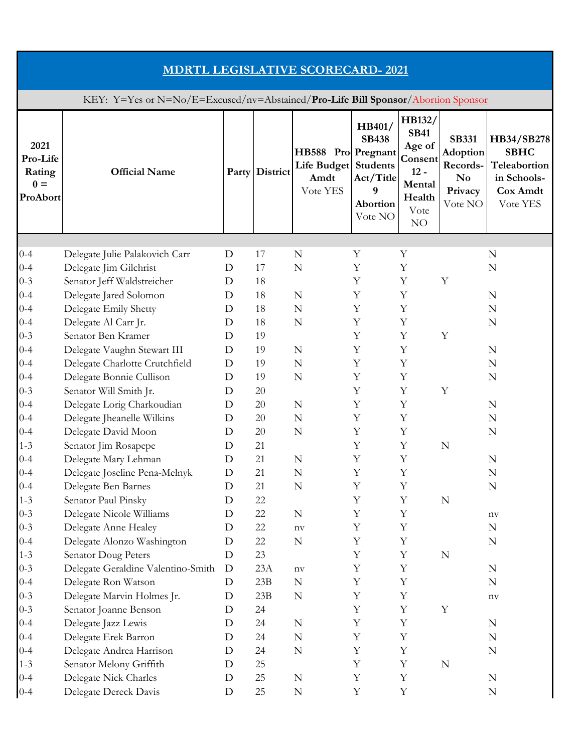# MDRTL LEGISLATIVE SCORECARD- 2021

KEY: Y=Yes or N=No/E=Excused/nv=Abstained/**Pro-Life Bill Sponsor**/Abortion Sponsor

| 2021 Pro-Life Rating 0 = ProAbort | Official Name | Party | District | HB588 Pro-Life Budget Amdt Vote YES | HB401/ SB438 Pregnant Students Act/Title 9 Abortion Vote NO | HB132/ SB41 Age of Consent 12 - Mental Health Vote NO | SB331 Adoption Records- No Privacy Vote NO | HB34/SB278 SBHC Teleabortion in Schools- Cox Amdt Vote YES |
|---|---|---|---|---|---|---|---|---|
| 0-4 | Delegate Julie Palakovich Carr | D | 17 | N | Y | Y | | N |
| 0-4 | Delegate Jim Gilchrist | D | 17 | N | Y | Y | | N |
| 0-3 | Senator Jeff Waldstreicher | D | 18 | | Y | Y | Y | |
| 0-4 | Delegate Jared Solomon | D | 18 | N | Y | Y | | N |
| 0-4 | Delegate Emily Shetty | D | 18 | N | Y | Y | | N |
| 0-4 | Delegate Al Carr Jr. | D | 18 | N | Y | Y | | N |
| 0-3 | Senator Ben Kramer | D | 19 | | Y | Y | Y | |
| 0-4 | Delegate Vaughn Stewart III | D | 19 | N | Y | Y | | N |
| 0-4 | Delegate Charlotte Crutchfield | D | 19 | N | Y | Y | | N |
| 0-4 | Delegate Bonnie Cullison | D | 19 | N | Y | Y | | N |
| 0-3 | Senator Will Smith Jr. | D | 20 | | Y | Y | Y | |
| 0-4 | Delegate Lorig Charkoudian | D | 20 | N | Y | Y | | N |
| 0-4 | Delegate Jheanelle Wilkins | D | 20 | N | Y | Y | | N |
| 0-4 | Delegate David Moon | D | 20 | N | Y | Y | | N |
| 1-3 | Senator Jim Rosapepe | D | 21 | | Y | Y | N | |
| 0-4 | Delegate Mary Lehman | D | 21 | N | Y | Y | | N |
| 0-4 | Delegate Joseline Pena-Melnyk | D | 21 | N | Y | Y | | N |
| 0-4 | Delegate Ben Barnes | D | 21 | N | Y | Y | | N |
| 1-3 | Senator Paul Pinsky | D | 22 | | Y | Y | N | |
| 0-3 | Delegate Nicole Williams | D | 22 | N | Y | Y | | nv |
| 0-3 | Delegate Anne Healey | D | 22 | nv | Y | Y | | N |
| 0-4 | Delegate Alonzo Washington | D | 22 | N | Y | Y | | N |
| 1-3 | Senator Doug Peters | D | 23 | | Y | Y | N | |
| 0-3 | Delegate Geraldine Valentino-Smith | D | 23A | nv | Y | Y | | N |
| 0-4 | Delegate Ron Watson | D | 23B | N | Y | Y | | N |
| 0-3 | Delegate Marvin Holmes Jr. | D | 23B | N | Y | Y | | nv |
| 0-3 | Senator Joanne Benson | D | 24 | | Y | Y | Y | |
| 0-4 | Delegate Jazz Lewis | D | 24 | N | Y | Y | | N |
| 0-4 | Delegate Erek Barron | D | 24 | N | Y | Y | | N |
| 0-4 | Delegate Andrea Harrison | D | 24 | N | Y | Y | | N |
| 1-3 | Senator Melony Griffith | D | 25 | | Y | Y | N | |
| 0-4 | Delegate Nick Charles | D | 25 | N | Y | Y | | N |
| 0-4 | Delegate Dereck Davis | D | 25 | N | Y | Y | | N |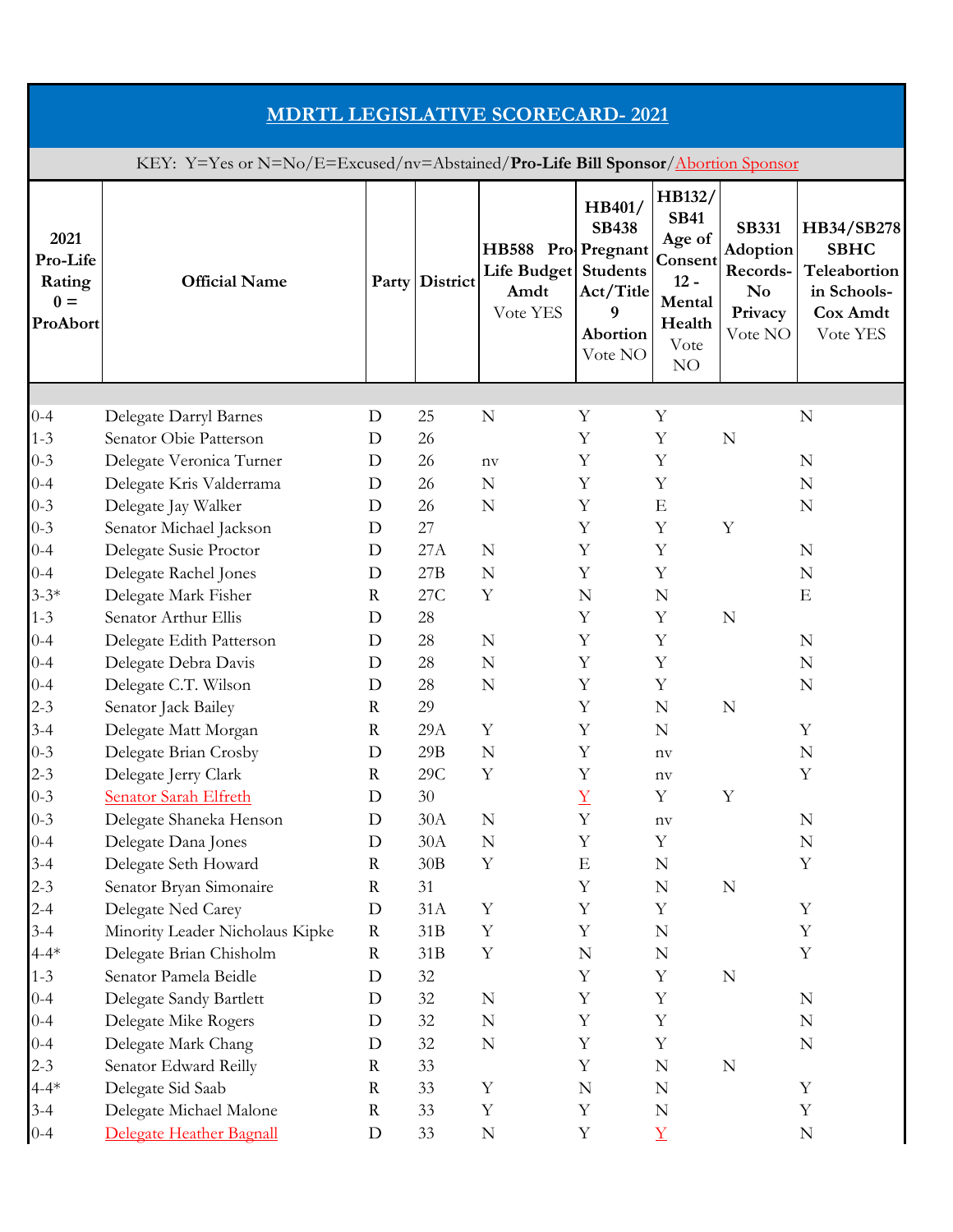# MDRTL LEGISLATIVE SCORECARD- 2021

KEY: Y=Yes or N=No/E=Excused/nv=Abstained/**Pro-Life Bill Sponsor**/Abortion Sponsor

| 2021 Pro-Life Rating 0 = ProAbort | Official Name | Party | District | HB588 Pro-Life Budget Amdt Vote YES | HB401/ SB438 Pregnant Students Act/Title 9 Abortion Vote NO | HB132/ SB41 Age of Consent 12 - Mental Health Vote NO | SB331 Adoption Records- No Privacy Vote NO | HB34/SB278 SBHC Teleabortion in Schools- Cox Amdt Vote YES |
|---|---|---|---|---|---|---|---|---|
| 0-4 | Delegate Darryl Barnes | D | 25 | N | Y | Y | | N |
| 1-3 | Senator Obie Patterson | D | 26 | | Y | Y | N | |
| 0-3 | Delegate Veronica Turner | D | 26 | nv | Y | Y | | N |
| 0-4 | Delegate Kris Valderrama | D | 26 | N | Y | Y | | N |
| 0-3 | Delegate Jay Walker | D | 26 | N | Y | E | | N |
| 0-3 | Senator Michael Jackson | D | 27 | | Y | Y | Y | |
| 0-4 | Delegate Susie Proctor | D | 27A | N | Y | Y | | N |
| 0-4 | Delegate Rachel Jones | D | 27B | N | Y | Y | | N |
| 3-3* | Delegate Mark Fisher | R | 27C | Y | N | N | | E |
| 1-3 | Senator Arthur Ellis | D | 28 | | Y | Y | N | |
| 0-4 | Delegate Edith Patterson | D | 28 | N | Y | Y | | N |
| 0-4 | Delegate Debra Davis | D | 28 | N | Y | Y | | N |
| 0-4 | Delegate C.T. Wilson | D | 28 | N | Y | Y | | N |
| 2-3 | Senator Jack Bailey | R | 29 | | Y | N | N | |
| 3-4 | Delegate Matt Morgan | R | 29A | Y | Y | N | | Y |
| 0-3 | Delegate Brian Crosby | D | 29B | N | Y | nv | | N |
| 2-3 | Delegate Jerry Clark | R | 29C | Y | Y | nv | | Y |
| 0-3 | Senator Sarah Elfreth | D | 30 | | Y | Y | Y | |
| 0-3 | Delegate Shaneka Henson | D | 30A | N | Y | nv | | N |
| 0-4 | Delegate Dana Jones | D | 30A | N | Y | Y | | N |
| 3-4 | Delegate Seth Howard | R | 30B | Y | E | N | | Y |
| 2-3 | Senator Bryan Simonaire | R | 31 | | Y | N | N | |
| 2-4 | Delegate Ned Carey | D | 31A | Y | Y | Y | | Y |
| 3-4 | Minority Leader Nicholaus Kipke | R | 31B | Y | Y | N | | Y |
| 4-4* | Delegate Brian Chisholm | R | 31B | Y | N | N | | Y |
| 1-3 | Senator Pamela Beidle | D | 32 | | Y | Y | N | |
| 0-4 | Delegate Sandy Bartlett | D | 32 | N | Y | Y | | N |
| 0-4 | Delegate Mike Rogers | D | 32 | N | Y | Y | | N |
| 0-4 | Delegate Mark Chang | D | 32 | N | Y | Y | | N |
| 2-3 | Senator Edward Reilly | R | 33 | | Y | N | N | |
| 4-4* | Delegate Sid Saab | R | 33 | Y | N | N | | Y |
| 3-4 | Delegate Michael Malone | R | 33 | Y | Y | N | | Y |
| 0-4 | Delegate Heather Bagnall | D | 33 | N | Y | Y | | N |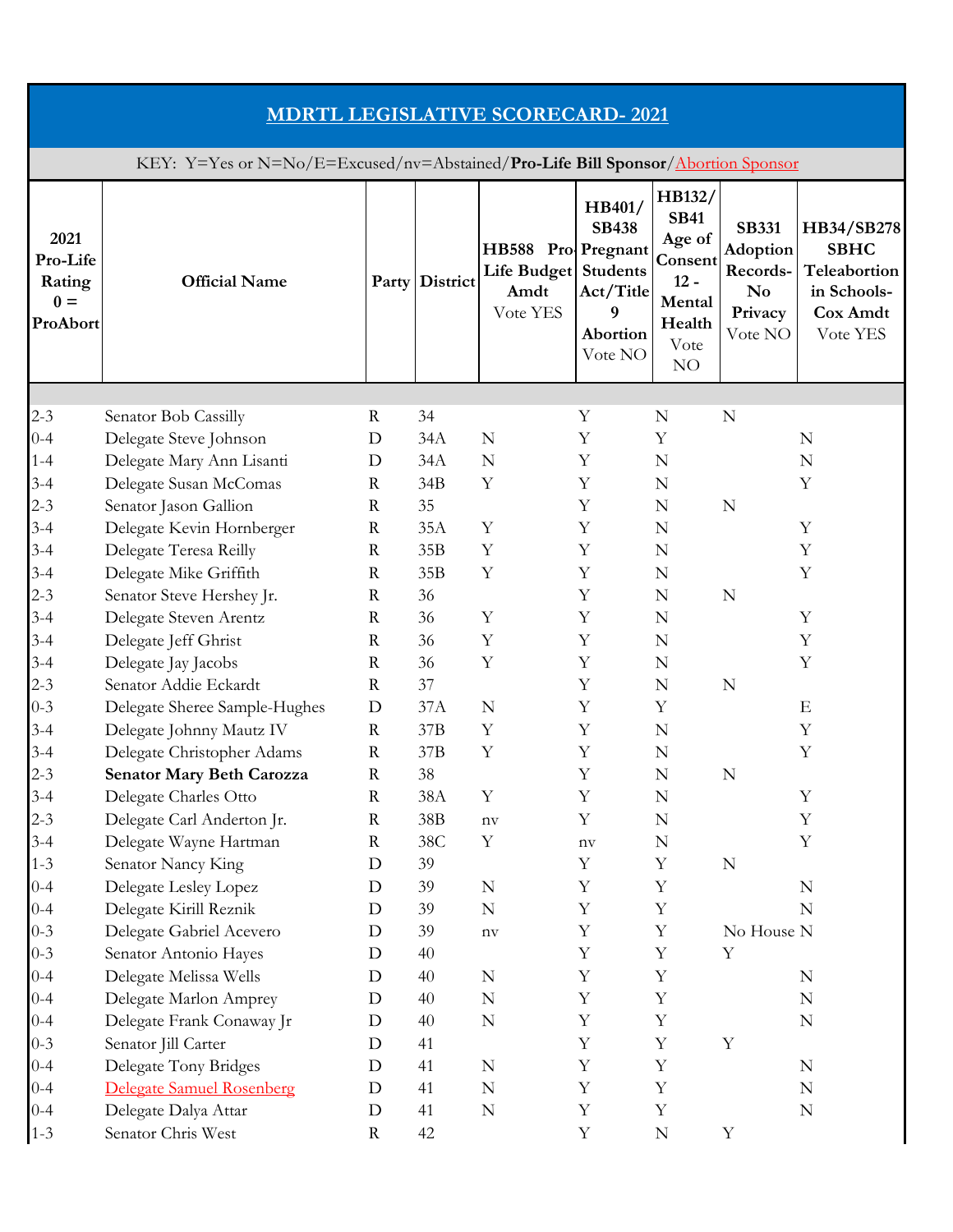## MDRTL LEGISLATIVE SCORECARD- 2021

KEY: Y=Yes or N=No/E=Excused/nv=Abstained/**Pro-Life Bill Sponsor**/Abortion Sponsor

| 2021 Pro-Life Rating 0 = ProAbort | Official Name | Party | District | HB588 Pro-Life Budget Amdt Vote YES | HB401/ SB438 Pregnant Students Act/Title 9 Abortion Vote NO | HB132/ SB41 Age of Consent 12 - Mental Health Vote NO | SB331 Adoption Records- No Privacy Vote NO | HB34/SB278 SBHC Teleabortion in Schools- Cox Amdt Vote YES |
|---|---|---|---|---|---|---|---|---|
| 2-3 | Senator Bob Cassilly | R | 34 | | Y | N | N | |
| 0-4 | Delegate Steve Johnson | D | 34A | N | Y | Y | | N |
| 1-4 | Delegate Mary Ann Lisanti | D | 34A | N | Y | N | | N |
| 3-4 | Delegate Susan McComas | R | 34B | Y | Y | N | | Y |
| 2-3 | Senator Jason Gallion | R | 35 | | Y | N | N | |
| 3-4 | Delegate Kevin Hornberger | R | 35A | Y | Y | N | | Y |
| 3-4 | Delegate Teresa Reilly | R | 35B | Y | Y | N | | Y |
| 3-4 | Delegate Mike Griffith | R | 35B | Y | Y | N | | Y |
| 2-3 | Senator Steve Hershey Jr. | R | 36 | | Y | N | N | |
| 3-4 | Delegate Steven Arentz | R | 36 | Y | Y | N | | Y |
| 3-4 | Delegate Jeff Ghrist | R | 36 | Y | Y | N | | Y |
| 3-4 | Delegate Jay Jacobs | R | 36 | Y | Y | N | | Y |
| 2-3 | Senator Addie Eckardt | R | 37 | | Y | N | N | |
| 0-3 | Delegate Sheree Sample-Hughes | D | 37A | N | Y | Y | | E |
| 3-4 | Delegate Johnny Mautz IV | R | 37B | Y | Y | N | | Y |
| 3-4 | Delegate Christopher Adams | R | 37B | Y | Y | N | | Y |
| 2-3 | **Senator Mary Beth Carozza** | R | 38 | | Y | N | N | |
| 3-4 | Delegate Charles Otto | R | 38A | Y | Y | N | | Y |
| 2-3 | Delegate Carl Anderton Jr. | R | 38B | nv | Y | N | | Y |
| 3-4 | Delegate Wayne Hartman | R | 38C | Y | nv | N | | Y |
| 1-3 | Senator Nancy King | D | 39 | | Y | Y | N | |
| 0-4 | Delegate Lesley Lopez | D | 39 | N | Y | Y | | N |
| 0-4 | Delegate Kirill Reznik | D | 39 | N | Y | Y | | N |
| 0-3 | Delegate Gabriel Acevero | D | 39 | nv | Y | Y | No House | N |
| 0-3 | Senator Antonio Hayes | D | 40 | | Y | Y | Y | |
| 0-4 | Delegate Melissa Wells | D | 40 | N | Y | Y | | N |
| 0-4 | Delegate Marlon Amprey | D | 40 | N | Y | Y | | N |
| 0-4 | Delegate Frank Conaway Jr | D | 40 | N | Y | Y | | N |
| 0-3 | Senator Jill Carter | D | 41 | | Y | Y | Y | |
| 0-4 | Delegate Tony Bridges | D | 41 | N | Y | Y | | N |
| 0-4 | Delegate Samuel Rosenberg | D | 41 | N | Y | Y | | N |
| 0-4 | Delegate Dalya Attar | D | 41 | N | Y | Y | | N |
| 1-3 | Senator Chris West | R | 42 | | Y | N | Y | |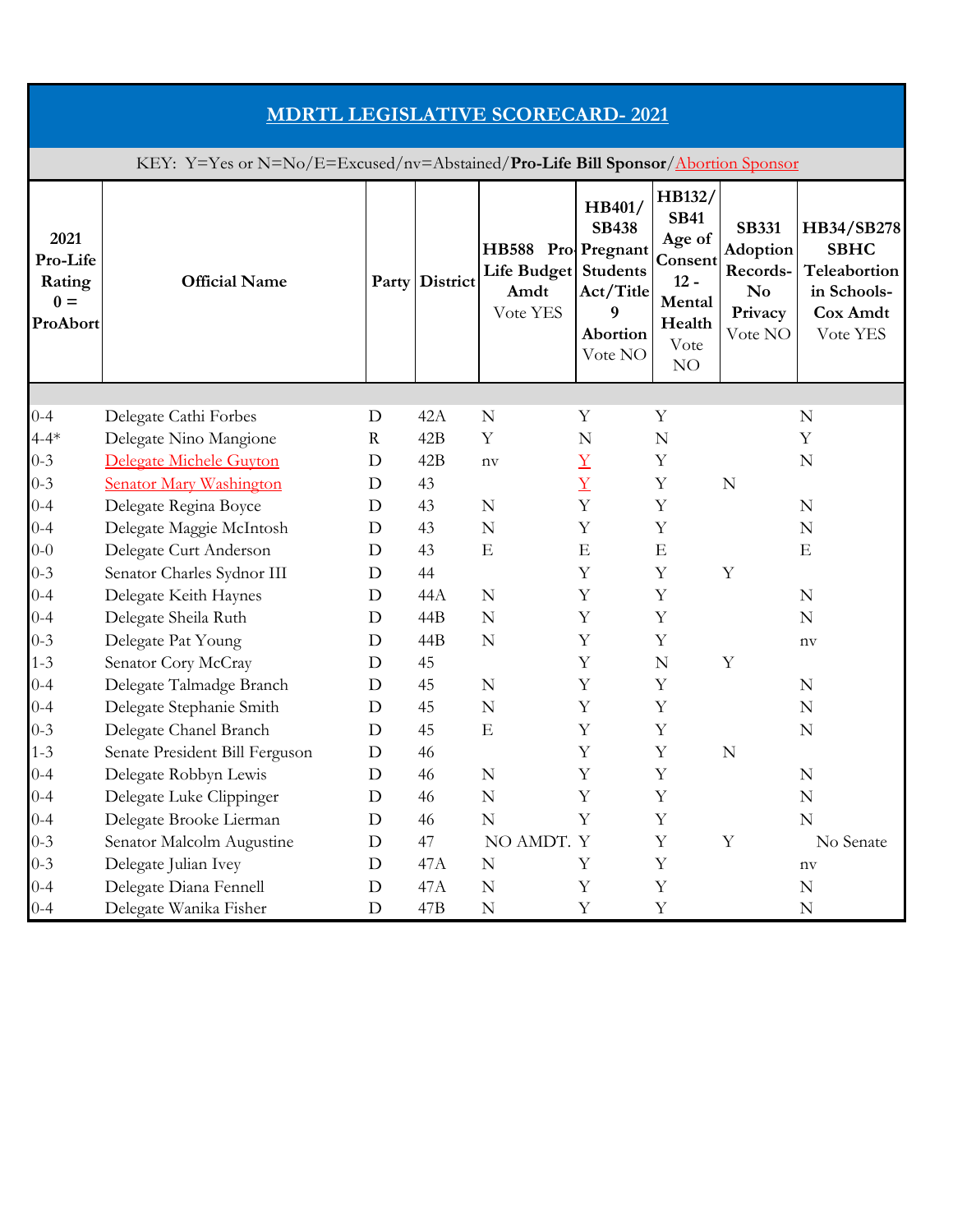# MDRTL LEGISLATIVE SCORECARD- 2021

KEY: Y=Yes or N=No/E=Excused/nv=Abstained/**Pro-Life Bill Sponsor**/Abortion Sponsor

| 2021 Pro-Life Rating 0 = ProAbort | Official Name | Party | District | HB588 Pro-Life Budget Amdt Vote YES | HB401/ SB438 Pregnant Students Act/Title 9 Abortion Vote NO | HB132/ SB41 Age of Consent 12 - Mental Health Vote NO | SB331 Adoption Records- No Privacy Vote NO | HB34/SB278 SBHC Teleabortion in Schools- Cox Amdt Vote YES |
|---|---|---|---|---|---|---|---|---|
| 0-4 | Delegate Cathi Forbes | D | 42A | N | Y | Y | | N |
| 4-4* | Delegate Nino Mangione | R | 42B | Y | N | N | | Y |
| 0-3 | Delegate Michele Guyton | D | 42B | nv | Y | Y | | N |
| 0-3 | Senator Mary Washington | D | 43 | | Y | Y | N | |
| 0-4 | Delegate Regina Boyce | D | 43 | N | Y | Y | | N |
| 0-4 | Delegate Maggie McIntosh | D | 43 | N | Y | Y | | N |
| 0-0 | Delegate Curt Anderson | D | 43 | E | E | E | | E |
| 0-3 | Senator Charles Sydnor III | D | 44 | | Y | Y | Y | |
| 0-4 | Delegate Keith Haynes | D | 44A | N | Y | Y | | N |
| 0-4 | Delegate Sheila Ruth | D | 44B | N | Y | Y | | N |
| 0-3 | Delegate Pat Young | D | 44B | N | Y | Y | | nv |
| 1-3 | Senator Cory McCray | D | 45 | | Y | N | Y | |
| 0-4 | Delegate Talmadge Branch | D | 45 | N | Y | Y | | N |
| 0-4 | Delegate Stephanie Smith | D | 45 | N | Y | Y | | N |
| 0-3 | Delegate Chanel Branch | D | 45 | E | Y | Y | | N |
| 1-3 | Senate President Bill Ferguson | D | 46 | | Y | Y | N | |
| 0-4 | Delegate Robbyn Lewis | D | 46 | N | Y | Y | | N |
| 0-4 | Delegate Luke Clippinger | D | 46 | N | Y | Y | | N |
| 0-4 | Delegate Brooke Lierman | D | 46 | N | Y | Y | | N |
| 0-3 | Senator Malcolm Augustine | D | 47 | NO AMDT. | Y | Y | Y | No Senate |
| 0-3 | Delegate Julian Ivey | D | 47A | N | Y | Y | | nv |
| 0-4 | Delegate Diana Fennell | D | 47A | N | Y | Y | | N |
| 0-4 | Delegate Wanika Fisher | D | 47B | N | Y | Y | | N |